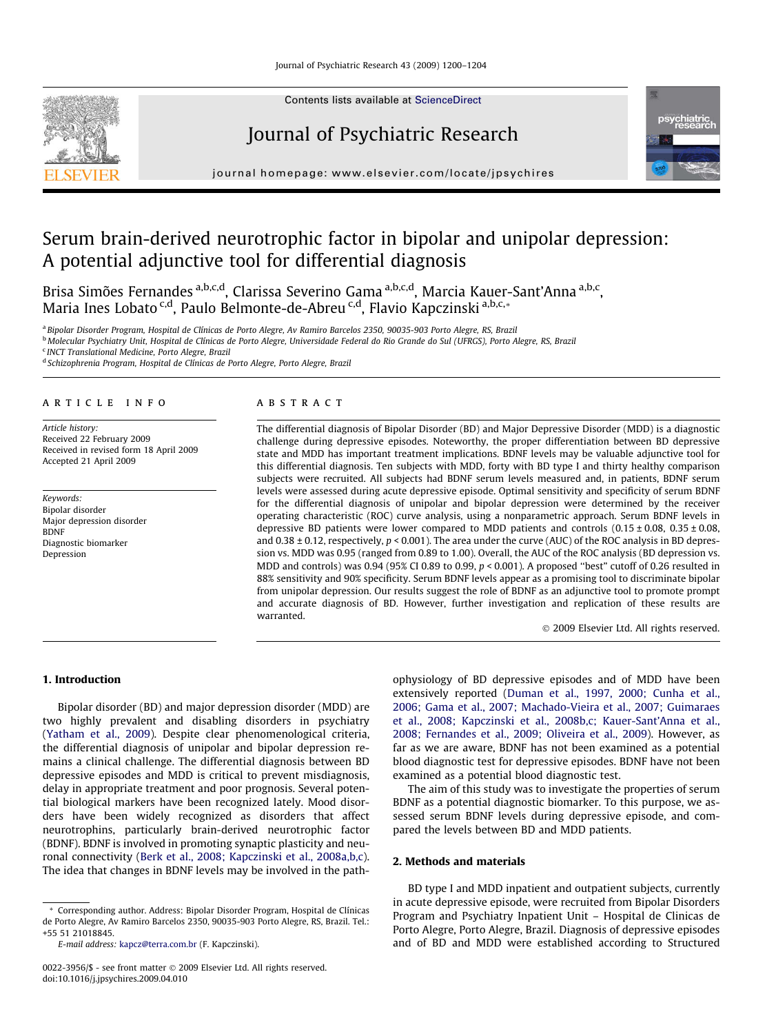# Serum brain-derived neurotrophic factor in bipolar and unipolar depression: A potential adjunctive tool for differential diagnosis

Brisa Simões Fernandes [a,b,c,d], Clarissa Severino Gama [a,b,c,d], Marcia Kauer-Sant'Anna [a,b,c], Maria Ines Lobato [c,d], Paulo Belmonte-de-Abreu [c,d], Flavio Kapczinski [a,b,c,*]

[a] Bipolar Disorder Program, Hospital de Clínicas de Porto Alegre, Av Ramiro Barcelos 2350, 90035-903 Porto Alegre, RS, Brazil
[b] Molecular Psychiatry Unit, Hospital de Clínicas de Porto Alegre, Universidade Federal do Rio Grande do Sul (UFRGS), Porto Alegre, RS, Brazil
[c] INCT Translational Medicine, Porto Alegre, Brazil
[d] Schizophrenia Program, Hospital de Clínicas de Porto Alegre, Porto Alegre, Brazil

## ARTICLE INFO

*Article history:*
Received 22 February 2009
Received in revised form 18 April 2009
Accepted 21 April 2009

*Keywords:*
Bipolar disorder
Major depression disorder
BDNF
Diagnostic biomarker
Depression

## ABSTRACT

The differential diagnosis of Bipolar Disorder (BD) and Major Depressive Disorder (MDD) is a diagnostic challenge during depressive episodes. Noteworthy, the proper differentiation between BD depressive state and MDD has important treatment implications. BDNF levels may be valuable adjunctive tool for this differential diagnosis. Ten subjects with MDD, forty with BD type I and thirty healthy comparison subjects were recruited. All subjects had BDNF serum levels measured and, in patients, BDNF serum levels were assessed during acute depressive episode. Optimal sensitivity and specificity of serum BDNF for the differential diagnosis of unipolar and bipolar depression were determined by the receiver operating characteristic (ROC) curve analysis, using a nonparametric approach. Serum BDNF levels in depressive BD patients were lower compared to MDD patients and controls ($0.15 \pm 0.08$, $0.35 \pm 0.08$, and $0.38 \pm 0.12$, respectively, $p < 0.001$). The area under the curve (AUC) of the ROC analysis in BD depression vs. MDD was 0.95 (ranged from 0.89 to 1.00). Overall, the AUC of the ROC analysis (BD depression vs. MDD and controls) was 0.94 (95% CI 0.89 to 0.99, $p < 0.001$). A proposed "best" cutoff of 0.26 resulted in 88% sensitivity and 90% specificity. Serum BDNF levels appear as a promising tool to discriminate bipolar from unipolar depression. Our results suggest the role of BDNF as an adjunctive tool to promote prompt and accurate diagnosis of BD. However, further investigation and replication of these results are warranted.

© 2009 Elsevier Ltd. All rights reserved.

## 1. Introduction

Bipolar disorder (BD) and major depression disorder (MDD) are two highly prevalent and disabling disorders in psychiatry (Yatham et al., 2009). Despite clear phenomenological criteria, the differential diagnosis of unipolar and bipolar depression remains a clinical challenge. The differential diagnosis between BD depressive episodes and MDD is critical to prevent misdiagnosis, delay in appropriate treatment and poor prognosis. Several potential biological markers have been recognized lately. Mood disorders have been widely recognized as disorders that affect neurotrophins, particularly brain-derived neurotrophic factor (BDNF). BDNF is involved in promoting synaptic plasticity and neuronal connectivity (Berk et al., 2008; Kapczinski et al., 2008a,b,c). The idea that changes in BDNF levels may be involved in the pathophysiology of BD depressive episodes and of MDD have been extensively reported (Duman et al., 1997, 2000; Cunha et al., 2006; Gama et al., 2007; Machado-Vieira et al., 2007; Guimaraes et al., 2008; Kapczinski et al., 2008b,c; Kauer-Sant'Anna et al., 2008; Fernandes et al., 2009; Oliveira et al., 2009). However, as far as we are aware, BDNF has not been examined as a potential blood diagnostic test for depressive episodes. BDNF have not been examined as a potential blood diagnostic test.

The aim of this study was to investigate the properties of serum BDNF as a potential diagnostic biomarker. To this purpose, we assessed serum BDNF levels during depressive episode, and compared the levels between BD and MDD patients.

## 2. Methods and materials

BD type I and MDD inpatient and outpatient subjects, currently in acute depressive episode, were recruited from Bipolar Disorders Program and Psychiatry Inpatient Unit – Hospital de Clinicas de Porto Alegre, Porto Alegre, Brazil. Diagnosis of depressive episodes and of BD and MDD were established according to Structured

* Corresponding author. Address: Bipolar Disorder Program, Hospital de Clínicas de Porto Alegre, Av Ramiro Barcelos 2350, 90035-903 Porto Alegre, RS, Brazil. Tel.: +55 51 21018845.
E-mail address: kapcz@terra.com.br (F. Kapczinski).

0022-3956/$ - see front matter © 2009 Elsevier Ltd. All rights reserved.
doi:10.1016/j.jpsychires.2009.04.010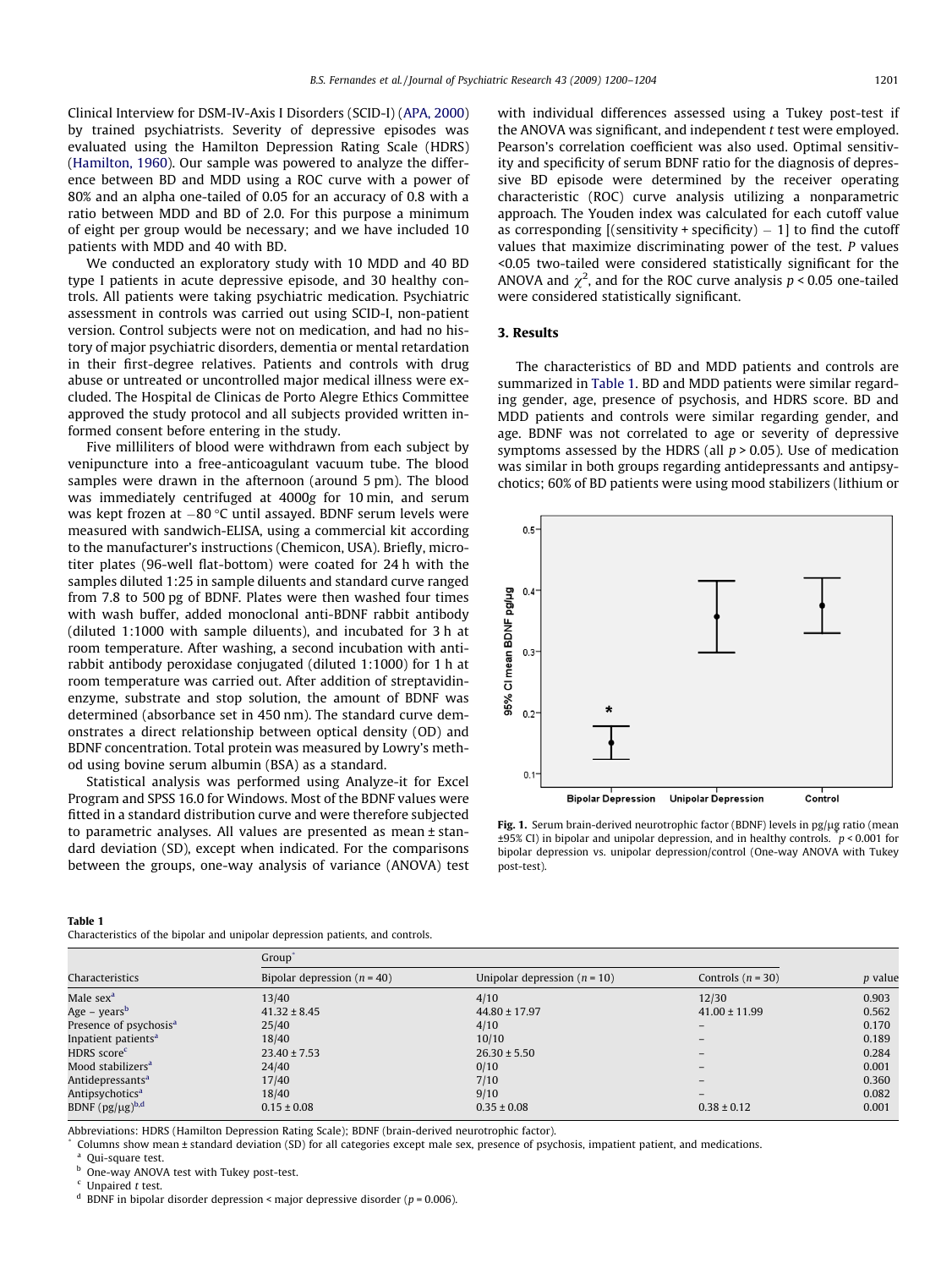Clinical Interview for DSM-IV-Axis I Disorders (SCID-I) (APA, 2000) by trained psychiatrists. Severity of depressive episodes was evaluated using the Hamilton Depression Rating Scale (HDRS) (Hamilton, 1960). Our sample was powered to analyze the difference between BD and MDD using a ROC curve with a power of 80% and an alpha one-tailed of 0.05 for an accuracy of 0.8 with a ratio between MDD and BD of 2.0. For this purpose a minimum of eight per group would be necessary; and we have included 10 patients with MDD and 40 with BD.

We conducted an exploratory study with 10 MDD and 40 BD type I patients in acute depressive episode, and 30 healthy controls. All patients were taking psychiatric medication. Psychiatric assessment in controls was carried out using SCID-I, non-patient version. Control subjects were not on medication, and had no history of major psychiatric disorders, dementia or mental retardation in their first-degree relatives. Patients and controls with drug abuse or untreated or uncontrolled major medical illness were excluded. The Hospital de Clinicas de Porto Alegre Ethics Committee approved the study protocol and all subjects provided written informed consent before entering in the study.

Five milliliters of blood were withdrawn from each subject by venipuncture into a free-anticoagulant vacuum tube. The blood samples were drawn in the afternoon (around 5 pm). The blood was immediately centrifuged at 4000*g* for 10 min, and serum was kept frozen at −80 °C until assayed. BDNF serum levels were measured with sandwich-ELISA, using a commercial kit according to the manufacturer's instructions (Chemicon, USA). Briefly, microtiter plates (96-well flat-bottom) were coated for 24 h with the samples diluted 1:25 in sample diluents and standard curve ranged from 7.8 to 500 pg of BDNF. Plates were then washed four times with wash buffer, added monoclonal anti-BDNF rabbit antibody (diluted 1:1000 with sample diluents), and incubated for 3 h at room temperature. After washing, a second incubation with anti-rabbit antibody peroxidase conjugated (diluted 1:1000) for 1 h at room temperature was carried out. After addition of streptavidin-enzyme, substrate and stop solution, the amount of BDNF was determined (absorbance set in 450 nm). The standard curve demonstrates a direct relationship between optical density (OD) and BDNF concentration. Total protein was measured by Lowry's method using bovine serum albumin (BSA) as a standard.

Statistical analysis was performed using Analyze-it for Excel Program and SPSS 16.0 for Windows. Most of the BDNF values were fitted in a standard distribution curve and were therefore subjected to parametric analyses. All values are presented as mean ± standard deviation (SD), except when indicated. For the comparisons between the groups, one-way analysis of variance (ANOVA) test with individual differences assessed using a Tukey post-test if the ANOVA was significant, and independent *t* test were employed. Pearson's correlation coefficient was also used. Optimal sensitivity and specificity of serum BDNF ratio for the diagnosis of depressive BD episode were determined by the receiver operating characteristic (ROC) curve analysis utilizing a nonparametric approach. The Youden index was calculated for each cutoff value as corresponding [(sensitivity + specificity) − 1] to find the cutoff values that maximize discriminating power of the test. *P* values <0.05 two-tailed were considered statistically significant for the ANOVA and $\chi^2$, and for the ROC curve analysis $p < 0.05$ one-tailed were considered statistically significant.

## 3. Results

The characteristics of BD and MDD patients and controls are summarized in Table 1. BD and MDD patients were similar regarding gender, age, presence of psychosis, and HDRS score. BD and MDD patients and controls were similar regarding gender, and age. BDNF was not correlated to age or severity of depressive symptoms assessed by the HDRS (all $p > 0.05$). Use of medication was similar in both groups regarding antidepressants and antipsychotics; 60% of BD patients were using mood stabilizers (lithium or

**Fig. 1.** Serum brain-derived neurotrophic factor (BDNF) levels in pg/μg ratio (mean ±95% CI) in bipolar and unipolar depression, and in healthy controls. * $p < 0.001$ for bipolar depression vs. unipolar depression/control (One-way ANOVA with Tukey post-test).

**Table 1**
Characteristics of the bipolar and unipolar depression patients, and controls.

| Characteristics | Group* | | | *p* value |
|---|---|---|---|---|
| | Bipolar depression ($n = 40$) | Unipolar depression ($n = 10$) | Controls ($n = 30$) | |
| Male sex[a] | 13/40 | 4/10 | 12/30 | 0.903 |
| Age – years[b] | 41.32 ± 8.45 | 44.80 ± 17.97 | 41.00 ± 11.99 | 0.562 |
| Presence of psychosis[a] | 25/40 | 4/10 | – | 0.170 |
| Inpatient patients[a] | 18/40 | 10/10 | – | 0.189 |
| HDRS score[c] | 23.40 ± 7.53 | 26.30 ± 5.50 | – | 0.284 |
| Mood stabilizers[a] | 24/40 | 0/10 | – | 0.001 |
| Antidepressants[a] | 17/40 | 7/10 | – | 0.360 |
| Antipsychotics[a] | 18/40 | 9/10 | – | 0.082 |
| BDNF (pg/μg)[b,d] | 0.15 ± 0.08 | 0.35 ± 0.08 | 0.38 ± 0.12 | 0.001 |

Abbreviations: HDRS (Hamilton Depression Rating Scale); BDNF (brain-derived neurotrophic factor).
* Columns show mean ± standard deviation (SD) for all categories except male sex, presence of psychosis, impatient patient, and medications.
[a] Qui-square test.
[b] One-way ANOVA test with Tukey post-test.
[c] Unpaired *t* test.
[d] BDNF in bipolar disorder depression < major depressive disorder ($p = 0.006$).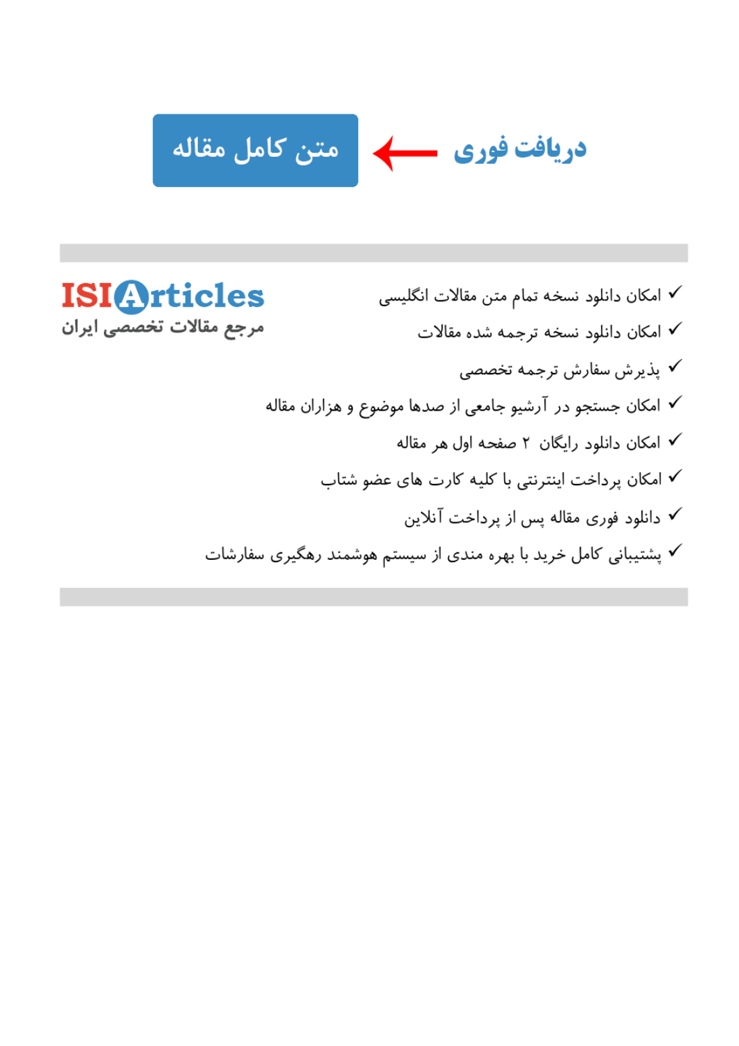دریافت فوری ← متن کامل مقاله

**ISIArticles**
مرجع مقالات تخصصی ایران

- ✓ امکان دانلود نسخه تمام متن مقالات انگلیسی
- ✓ امکان دانلود نسخه ترجمه شده مقالات
- ✓ پذیرش سفارش ترجمه تخصصی
- ✓ امکان جستجو در آرشیو جامعی از صدها موضوع و هزاران مقاله
- ✓ امکان دانلود رایگان ۲ صفحه اول هر مقاله
- ✓ امکان پرداخت اینترنتی با کلیه کارت های عضو شتاب
- ✓ دانلود فوری مقاله پس از پرداخت آنلاین
- ✓ پشتیبانی کامل خرید با بهره مندی از سیستم هوشمند رهگیری سفارشات